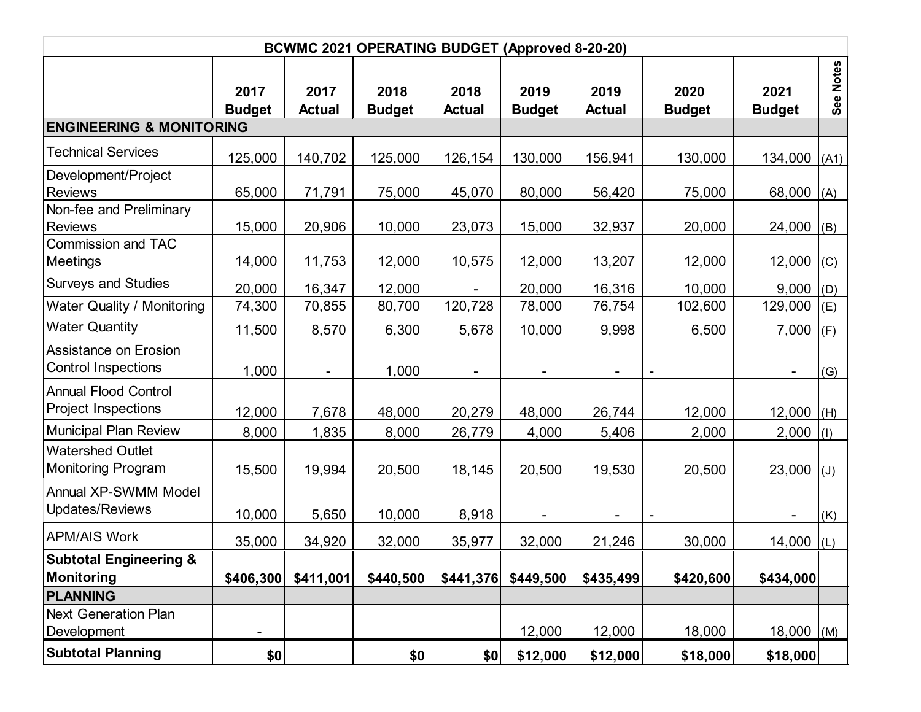| BCWMC 2021 OPERATING BUDGET (Approved 8-20-20) | | | | | | | | | |
|---|---|---|---|---|---|---|---|---|---|
| | 2017 Budget | 2017 Actual | 2018 Budget | 2018 Actual | 2019 Budget | 2019 Actual | 2020 Budget | 2021 Budget | See Notes |
| **ENGINEERING & MONITORING** | | | | | | | | | |
| Technical Services | 125,000 | 140,702 | 125,000 | 126,154 | 130,000 | 156,941 | 130,000 | 134,000 | (A1) |
| Development/Project Reviews | 65,000 | 71,791 | 75,000 | 45,070 | 80,000 | 56,420 | 75,000 | 68,000 | (A) |
| Non-fee and Preliminary Reviews | 15,000 | 20,906 | 10,000 | 23,073 | 15,000 | 32,937 | 20,000 | 24,000 | (B) |
| Commission and TAC Meetings | 14,000 | 11,753 | 12,000 | 10,575 | 12,000 | 13,207 | 12,000 | 12,000 | (C) |
| Surveys and Studies | 20,000 | 16,347 | 12,000 | - | 20,000 | 16,316 | 10,000 | 9,000 | (D) |
| Water Quality / Monitoring | 74,300 | 70,855 | 80,700 | 120,728 | 78,000 | 76,754 | 102,600 | 129,000 | (E) |
| Water Quantity | 11,500 | 8,570 | 6,300 | 5,678 | 10,000 | 9,998 | 6,500 | 7,000 | (F) |
| Assistance on Erosion Control Inspections | 1,000 | - | 1,000 | - | - | - | - | - | (G) |
| Annual Flood Control Project Inspections | 12,000 | 7,678 | 48,000 | 20,279 | 48,000 | 26,744 | 12,000 | 12,000 | (H) |
| Municipal Plan Review | 8,000 | 1,835 | 8,000 | 26,779 | 4,000 | 5,406 | 2,000 | 2,000 | (I) |
| Watershed Outlet Monitoring Program | 15,500 | 19,994 | 20,500 | 18,145 | 20,500 | 19,530 | 20,500 | 23,000 | (J) |
| Annual XP-SWMM Model Updates/Reviews | 10,000 | 5,650 | 10,000 | 8,918 | - | - | - | - | (K) |
| APM/AIS Work | 35,000 | 34,920 | 32,000 | 35,977 | 32,000 | 21,246 | 30,000 | 14,000 | (L) |
| **Subtotal Engineering & Monitoring** | **$406,300** | **$411,001** | **$440,500** | **$441,376** | **$449,500** | **$435,499** | **$420,600** | **$434,000** | |
| **PLANNING** | | | | | | | | | |
| Next Generation Plan Development | - | | | | 12,000 | 12,000 | 18,000 | 18,000 | (M) |
| **Subtotal Planning** | **$0** | | **$0** | **$0** | **$12,000** | **$12,000** | **$18,000** | **$18,000** | |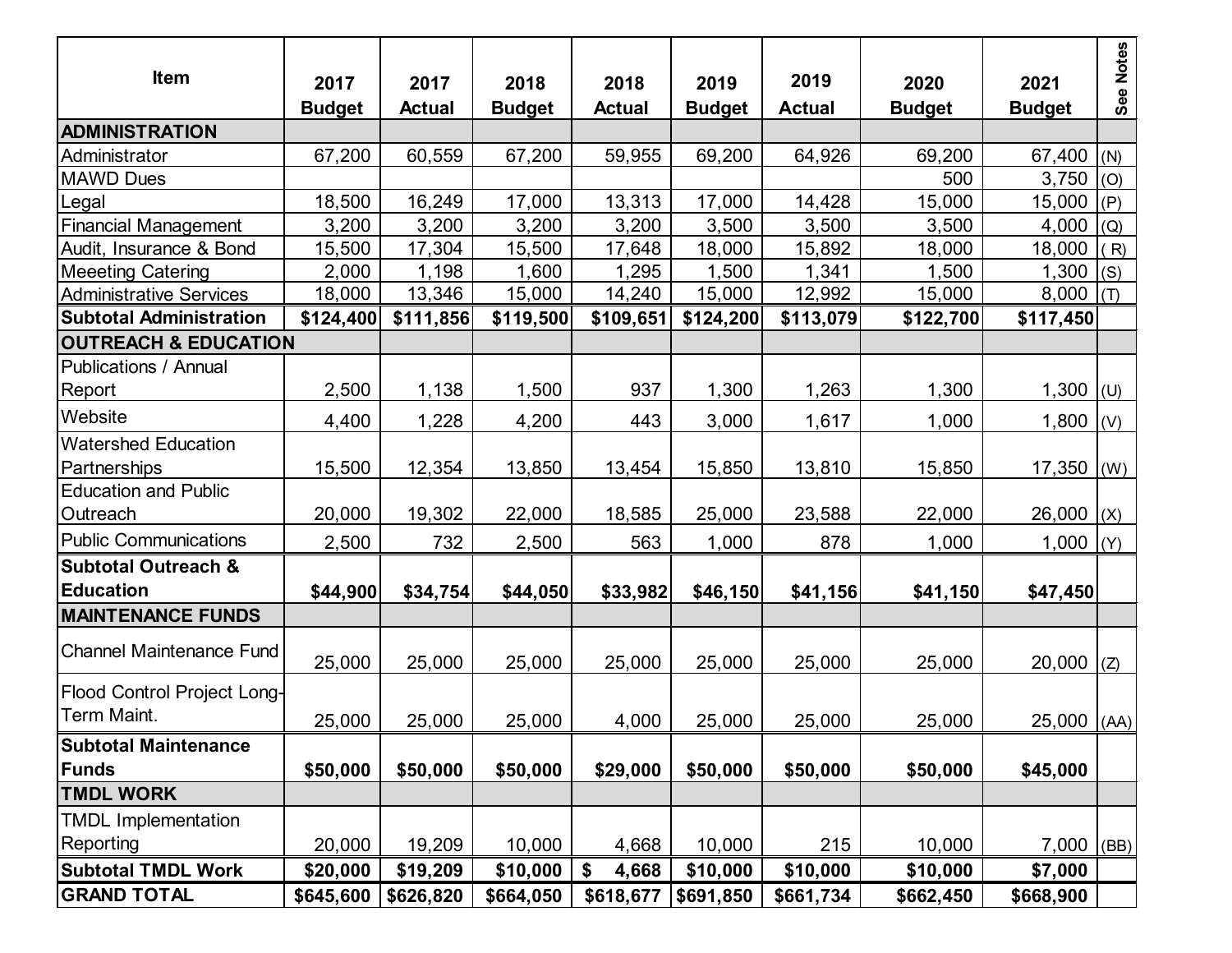| Item | 2017 Budget | 2017 Actual | 2018 Budget | 2018 Actual | 2019 Budget | 2019 Actual | 2020 Budget | 2021 Budget | See Notes |
|---|---|---|---|---|---|---|---|---|---|
| **ADMINISTRATION** | | | | | | | | | |
| Administrator | 67,200 | 60,559 | 67,200 | 59,955 | 69,200 | 64,926 | 69,200 | 67,400 | (N) |
| MAWD Dues | | | | | | | 500 | 3,750 | (O) |
| Legal | 18,500 | 16,249 | 17,000 | 13,313 | 17,000 | 14,428 | 15,000 | 15,000 | (P) |
| Financial Management | 3,200 | 3,200 | 3,200 | 3,200 | 3,500 | 3,500 | 3,500 | 4,000 | (Q) |
| Audit, Insurance & Bond | 15,500 | 17,304 | 15,500 | 17,648 | 18,000 | 15,892 | 18,000 | 18,000 | ( R) |
| Meeeting Catering | 2,000 | 1,198 | 1,600 | 1,295 | 1,500 | 1,341 | 1,500 | 1,300 | (S) |
| Administrative Services | 18,000 | 13,346 | 15,000 | 14,240 | 15,000 | 12,992 | 15,000 | 8,000 | (T) |
| **Subtotal Administration** | **$124,400** | **$111,856** | **$119,500** | **$109,651** | **$124,200** | **$113,079** | **$122,700** | **$117,450** | |
| **OUTREACH & EDUCATION** | | | | | | | | | |
| Publications / Annual Report | 2,500 | 1,138 | 1,500 | 937 | 1,300 | 1,263 | 1,300 | 1,300 | (U) |
| Website | 4,400 | 1,228 | 4,200 | 443 | 3,000 | 1,617 | 1,000 | 1,800 | (V) |
| Watershed Education Partnerships | 15,500 | 12,354 | 13,850 | 13,454 | 15,850 | 13,810 | 15,850 | 17,350 | (W) |
| Education and Public Outreach | 20,000 | 19,302 | 22,000 | 18,585 | 25,000 | 23,588 | 22,000 | 26,000 | (X) |
| Public Communications | 2,500 | 732 | 2,500 | 563 | 1,000 | 878 | 1,000 | 1,000 | (Y) |
| **Subtotal Outreach & Education** | **$44,900** | **$34,754** | **$44,050** | **$33,982** | **$46,150** | **$41,156** | **$41,150** | **$47,450** | |
| **MAINTENANCE FUNDS** | | | | | | | | | |
| Channel Maintenance Fund | 25,000 | 25,000 | 25,000 | 25,000 | 25,000 | 25,000 | 25,000 | 20,000 | (Z) |
| Flood Control Project Long-Term Maint. | 25,000 | 25,000 | 25,000 | 4,000 | 25,000 | 25,000 | 25,000 | 25,000 | (AA) |
| **Subtotal Maintenance Funds** | **$50,000** | **$50,000** | **$50,000** | **$29,000** | **$50,000** | **$50,000** | **$50,000** | **$45,000** | |
| **TMDL WORK** | | | | | | | | | |
| TMDL Implementation Reporting | 20,000 | 19,209 | 10,000 | 4,668 | 10,000 | 215 | 10,000 | 7,000 | (BB) |
| **Subtotal TMDL Work** | **$20,000** | **$19,209** | **$10,000** | **$ 4,668** | **$10,000** | **$10,000** | **$10,000** | **$7,000** | |
| **GRAND TOTAL** | **$645,600** | **$626,820** | **$664,050** | **$618,677** | **$691,850** | **$661,734** | **$662,450** | **$668,900** | |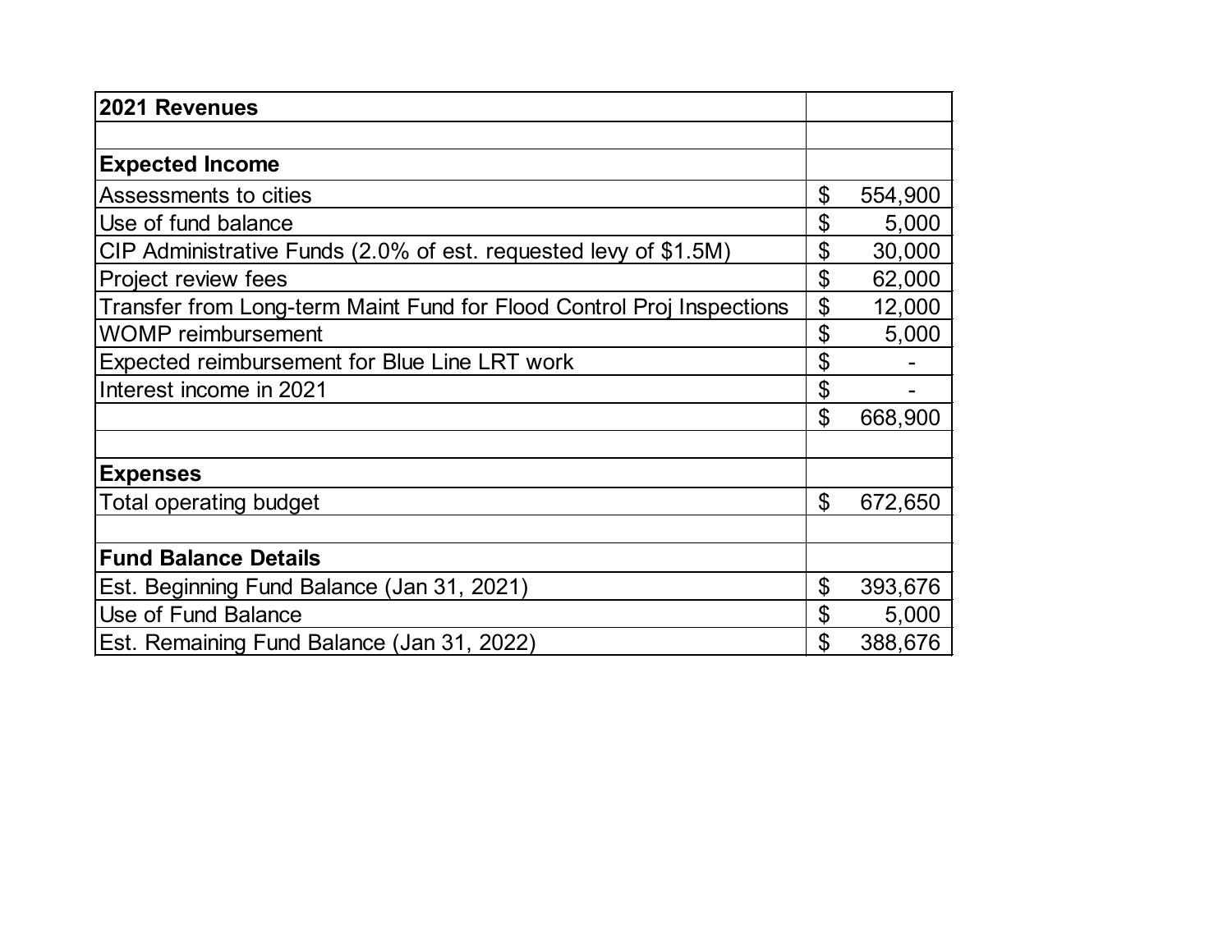| 2021 Revenues | |
|---|---|
| | |
| **Expected Income** | |
| Assessments to cities | $ 554,900 |
| Use of fund balance | $ 5,000 |
| CIP Administrative Funds (2.0% of est. requested levy of $1.5M) | $ 30,000 |
| Project review fees | $ 62,000 |
| Transfer from Long-term Maint Fund for Flood Control Proj Inspections | $ 12,000 |
| WOMP reimbursement | $ 5,000 |
| Expected reimbursement for Blue Line LRT work | $ - |
| Interest income in 2021 | $ - |
| | $ 668,900 |
| | |
| **Expenses** | |
| Total operating budget | $ 672,650 |
| | |
| **Fund Balance Details** | |
| Est. Beginning Fund Balance (Jan 31, 2021) | $ 393,676 |
| Use of Fund Balance | $ 5,000 |
| Est. Remaining Fund Balance (Jan 31, 2022) | $ 388,676 |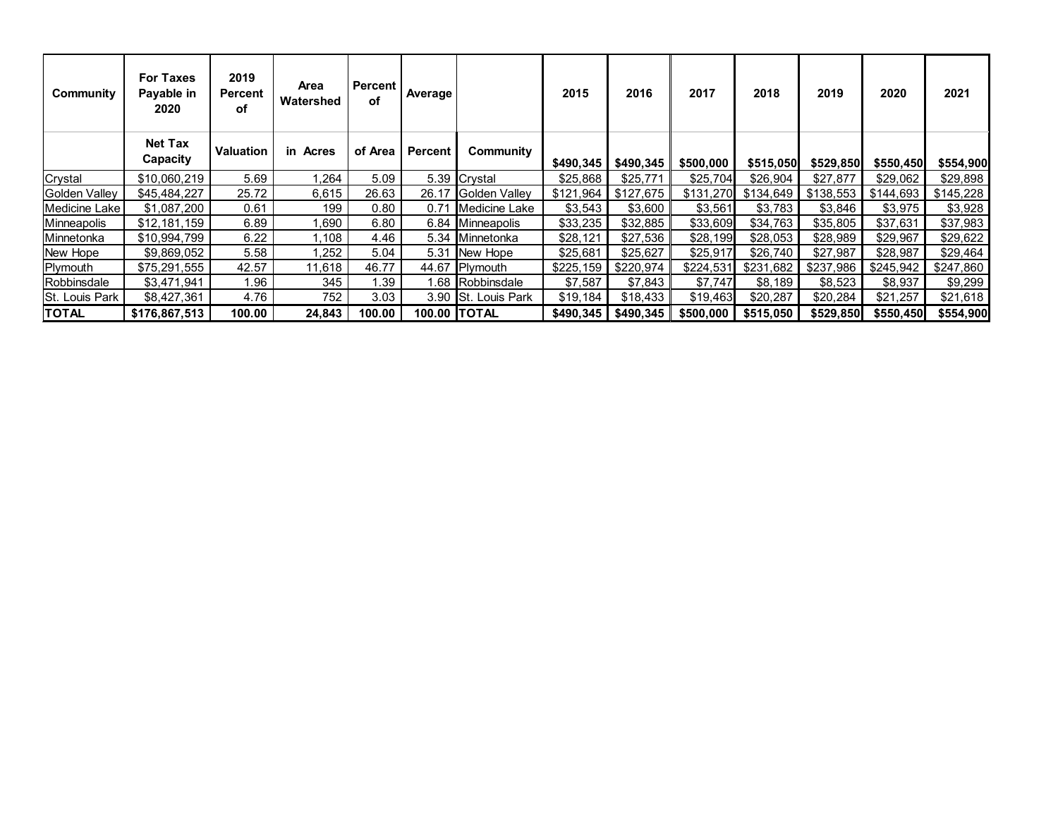| Community | For Taxes Payable in 2020 | 2019 Percent of | Area Watershed | Percent of | Average | | 2015 | 2016 | 2017 | 2018 | 2019 | 2020 | 2021 |
|---|---|---|---|---|---|---|---|---|---|---|---|---|---|
| | Net Tax Capacity | Valuation | in Acres | of Area | Percent | Community | $490,345 | $490,345 | $500,000 | $515,050 | $529,850 | $550,450 | $554,900 |
| Crystal | $10,060,219 | 5.69 | 1,264 | 5.09 | 5.39 | Crystal | $25,868 | $25,771 | $25,704 | $26,904 | $27,877 | $29,062 | $29,898 |
| Golden Valley | $45,484,227 | 25.72 | 6,615 | 26.63 | 26.17 | Golden Valley | $121,964 | $127,675 | $131,270 | $134,649 | $138,553 | $144,693 | $145,228 |
| Medicine Lake | $1,087,200 | 0.61 | 199 | 0.80 | 0.71 | Medicine Lake | $3,543 | $3,600 | $3,561 | $3,783 | $3,846 | $3,975 | $3,928 |
| Minneapolis | $12,181,159 | 6.89 | 1,690 | 6.80 | 6.84 | Minneapolis | $33,235 | $32,885 | $33,609 | $34,763 | $35,805 | $37,631 | $37,983 |
| Minnetonka | $10,994,799 | 6.22 | 1,108 | 4.46 | 5.34 | Minnetonka | $28,121 | $27,536 | $28,199 | $28,053 | $28,989 | $29,967 | $29,622 |
| New Hope | $9,869,052 | 5.58 | 1,252 | 5.04 | 5.31 | New Hope | $25,681 | $25,627 | $25,917 | $26,740 | $27,987 | $28,987 | $29,464 |
| Plymouth | $75,291,555 | 42.57 | 11,618 | 46.77 | 44.67 | Plymouth | $225,159 | $220,974 | $224,531 | $231,682 | $237,986 | $245,942 | $247,860 |
| Robbinsdale | $3,471,941 | 1.96 | 345 | 1.39 | 1.68 | Robbinsdale | $7,587 | $7,843 | $7,747 | $8,189 | $8,523 | $8,937 | $9,299 |
| St. Louis Park | $8,427,361 | 4.76 | 752 | 3.03 | 3.90 | St. Louis Park | $19,184 | $18,433 | $19,463 | $20,287 | $20,284 | $21,257 | $21,618 |
| **TOTAL** | **$176,867,513** | **100.00** | **24,843** | **100.00** | **100.00** | **TOTAL** | **$490,345** | **$490,345** | **$500,000** | **$515,050** | **$529,850** | **$550,450** | **$554,900** |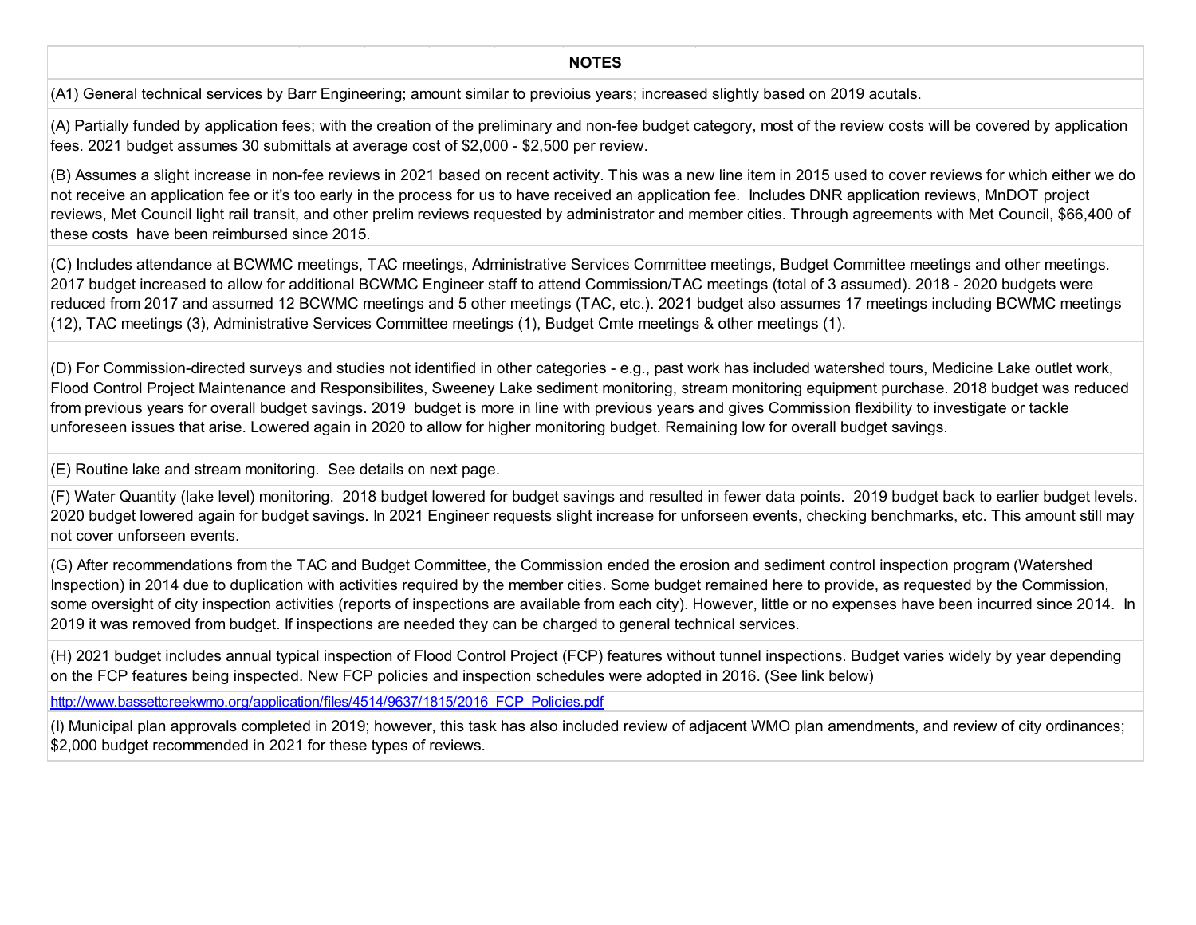## NOTES

(A1) General technical services by Barr Engineering; amount similar to previoius years; increased slightly based on 2019 acutals.

(A) Partially funded by application fees; with the creation of the preliminary and non-fee budget category, most of the review costs will be covered by application fees. 2021 budget assumes 30 submittals at average cost of $2,000 - $2,500 per review.

(B) Assumes a slight increase in non-fee reviews in 2021 based on recent activity. This was a new line item in 2015 used to cover reviews for which either we do not receive an application fee or it's too early in the process for us to have received an application fee. Includes DNR application reviews, MnDOT project reviews, Met Council light rail transit, and other prelim reviews requested by administrator and member cities. Through agreements with Met Council, $66,400 of these costs have been reimbursed since 2015.

(C) Includes attendance at BCWMC meetings, TAC meetings, Administrative Services Committee meetings, Budget Committee meetings and other meetings. 2017 budget increased to allow for additional BCWMC Engineer staff to attend Commission/TAC meetings (total of 3 assumed). 2018 - 2020 budgets were reduced from 2017 and assumed 12 BCWMC meetings and 5 other meetings (TAC, etc.). 2021 budget also assumes 17 meetings including BCWMC meetings (12), TAC meetings (3), Administrative Services Committee meetings (1), Budget Cmte meetings & other meetings (1).

(D) For Commission-directed surveys and studies not identified in other categories - e.g., past work has included watershed tours, Medicine Lake outlet work, Flood Control Project Maintenance and Responsibilites, Sweeney Lake sediment monitoring, stream monitoring equipment purchase. 2018 budget was reduced from previous years for overall budget savings. 2019 budget is more in line with previous years and gives Commission flexibility to investigate or tackle unforeseen issues that arise. Lowered again in 2020 to allow for higher monitoring budget. Remaining low for overall budget savings.

(E) Routine lake and stream monitoring. See details on next page.

(F) Water Quantity (lake level) monitoring. 2018 budget lowered for budget savings and resulted in fewer data points. 2019 budget back to earlier budget levels. 2020 budget lowered again for budget savings. In 2021 Engineer requests slight increase for unforseen events, checking benchmarks, etc. This amount still may not cover unforseen events.

(G) After recommendations from the TAC and Budget Committee, the Commission ended the erosion and sediment control inspection program (Watershed Inspection) in 2014 due to duplication with activities required by the member cities. Some budget remained here to provide, as requested by the Commission, some oversight of city inspection activities (reports of inspections are available from each city). However, little or no expenses have been incurred since 2014. In 2019 it was removed from budget. If inspections are needed they can be charged to general technical services.

(H) 2021 budget includes annual typical inspection of Flood Control Project (FCP) features without tunnel inspections. Budget varies widely by year depending on the FCP features being inspected. New FCP policies and inspection schedules were adopted in 2016. (See link below)

http://www.bassettcreekwmo.org/application/files/4514/9637/1815/2016_FCP_Policies.pdf

(I) Municipal plan approvals completed in 2019; however, this task has also included review of adjacent WMO plan amendments, and review of city ordinances; $2,000 budget recommended in 2021 for these types of reviews.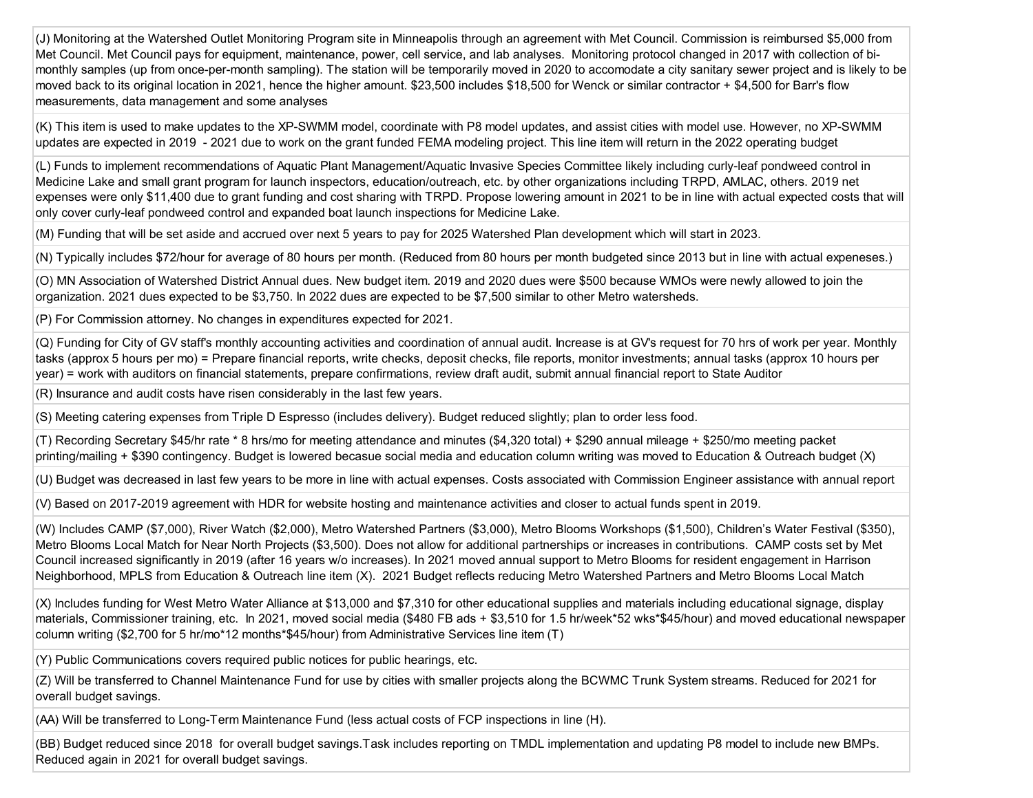| |
|---|
| (J) Monitoring at the Watershed Outlet Monitoring Program site in Minneapolis through an agreement with Met Council. Commission is reimbursed $5,000 from Met Council. Met Council pays for equipment, maintenance, power, cell service, and lab analyses. Monitoring protocol changed in 2017 with collection of bi-monthly samples (up from once-per-month sampling). The station will be temporarily moved in 2020 to accomodate a city sanitary sewer project and is likely to be moved back to its original location in 2021, hence the higher amount. $23,500 includes $18,500 for Wenck or similar contractor + $4,500 for Barr's flow measurements, data management and some analyses |
| (K) This item is used to make updates to the XP-SWMM model, coordinate with P8 model updates, and assist cities with model use. However, no XP-SWMM updates are expected in 2019 - 2021 due to work on the grant funded FEMA modeling project. This line item will return in the 2022 operating budget |
| (L) Funds to implement recommendations of Aquatic Plant Management/Aquatic Invasive Species Committee likely including curly-leaf pondweed control in Medicine Lake and small grant program for launch inspectors, education/outreach, etc. by other organizations including TRPD, AMLAC, others. 2019 net expenses were only $11,400 due to grant funding and cost sharing with TRPD. Propose lowering amount in 2021 to be in line with actual expected costs that will only cover curly-leaf pondweed control and expanded boat launch inspections for Medicine Lake. |
| (M) Funding that will be set aside and accrued over next 5 years to pay for 2025 Watershed Plan development which will start in 2023. |
| (N) Typically includes $72/hour for average of 80 hours per month. (Reduced from 80 hours per month budgeted since 2013 but in line with actual expeneses.) |
| (O) MN Association of Watershed District Annual dues. New budget item. 2019 and 2020 dues were $500 because WMOs were newly allowed to join the organization. 2021 dues expected to be $3,750. In 2022 dues are expected to be $7,500 similar to other Metro watersheds. |
| (P) For Commission attorney. No changes in expenditures expected for 2021. |
| (Q) Funding for City of GV staff's monthly accounting activities and coordination of annual audit. Increase is at GV's request for 70 hrs of work per year. Monthly tasks (approx 5 hours per mo) = Prepare financial reports, write checks, deposit checks, file reports, monitor investments; annual tasks (approx 10 hours per year) = work with auditors on financial statements, prepare confirmations, review draft audit, submit annual financial report to State Auditor |
| (R) Insurance and audit costs have risen considerably in the last few years. |
| (S) Meeting catering expenses from Triple D Espresso (includes delivery). Budget reduced slightly; plan to order less food. |
| (T) Recording Secretary $45/hr rate * 8 hrs/mo for meeting attendance and minutes ($4,320 total) + $290 annual mileage + $250/mo meeting packet printing/mailing + $390 contingency. Budget is lowered becasue social media and education column writing was moved to Education & Outreach budget (X) |
| (U) Budget was decreased in last few years to be more in line with actual expenses. Costs associated with Commission Engineer assistance with annual report |
| (V) Based on 2017-2019 agreement with HDR for website hosting and maintenance activities and closer to actual funds spent in 2019. |
| (W) Includes CAMP ($7,000), River Watch ($2,000), Metro Watershed Partners ($3,000), Metro Blooms Workshops ($1,500), Children's Water Festival ($350), Metro Blooms Local Match for Near North Projects ($3,500). Does not allow for additional partnerships or increases in contributions. CAMP costs set by Met Council increased significantly in 2019 (after 16 years w/o increases). In 2021 moved annual support to Metro Blooms for resident engagement in Harrison Neighborhood, MPLS from Education & Outreach line item (X). 2021 Budget reflects reducing Metro Watershed Partners and Metro Blooms Local Match |
| (X) Includes funding for West Metro Water Alliance at $13,000 and $7,310 for other educational supplies and materials including educational signage, display materials, Commissioner training, etc. In 2021, moved social media ($480 FB ads + $3,510 for 1.5 hr/week*52 wks*$45/hour) and moved educational newspaper column writing ($2,700 for 5 hr/mo*12 months*$45/hour) from Administrative Services line item (T) |
| (Y) Public Communications covers required public notices for public hearings, etc. |
| (Z) Will be transferred to Channel Maintenance Fund for use by cities with smaller projects along the BCWMC Trunk System streams. Reduced for 2021 for overall budget savings. |
| (AA) Will be transferred to Long-Term Maintenance Fund (less actual costs of FCP inspections in line (H). |
| (BB) Budget reduced since 2018 for overall budget savings.Task includes reporting on TMDL implementation and updating P8 model to include new BMPs. Reduced again in 2021 for overall budget savings. |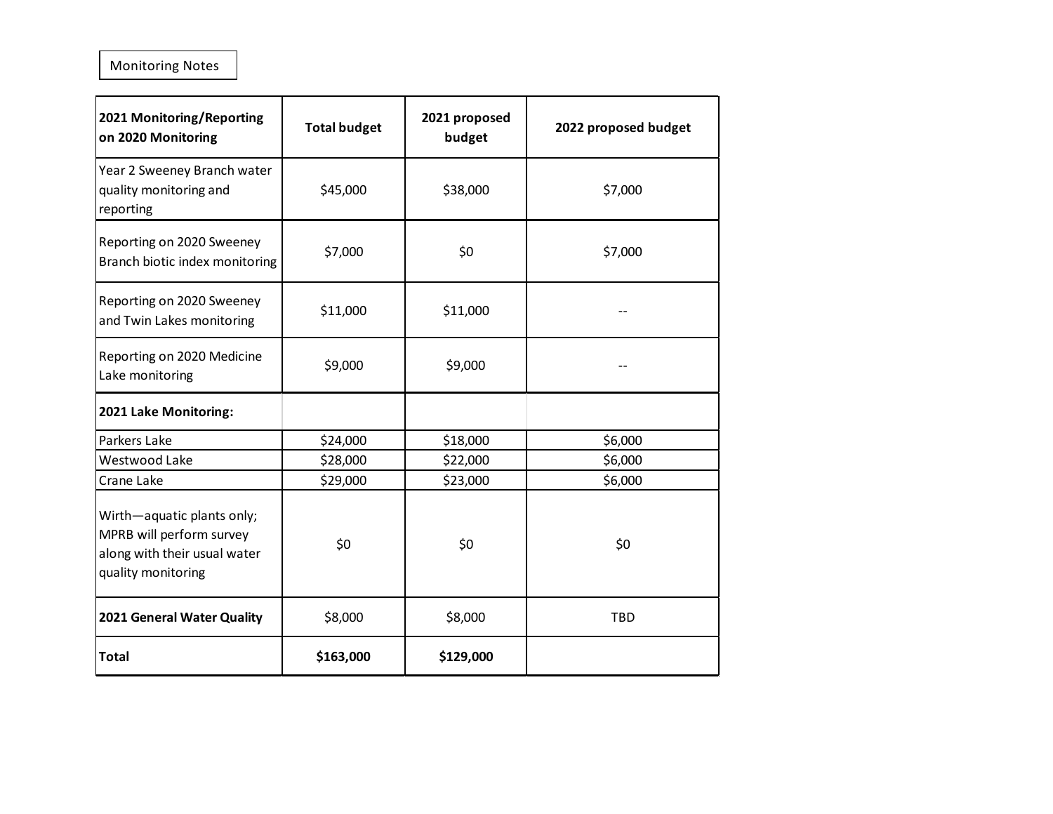Monitoring Notes

| **2021 Monitoring/Reporting on 2020 Monitoring** | **Total budget** | **2021 proposed budget** | **2022 proposed budget** |
|---|---|---|---|
| Year 2 Sweeney Branch water quality monitoring and reporting | $45,000 | $38,000 | $7,000 |
| Reporting on 2020 Sweeney Branch biotic index monitoring | $7,000 | $0 | $7,000 |
| Reporting on 2020 Sweeney and Twin Lakes monitoring | $11,000 | $11,000 | -- |
| Reporting on 2020 Medicine Lake monitoring | $9,000 | $9,000 | -- |
| **2021 Lake Monitoring:** | | | |
| Parkers Lake | $24,000 | $18,000 | $6,000 |
| Westwood Lake | $28,000 | $22,000 | $6,000 |
| Crane Lake | $29,000 | $23,000 | $6,000 |
| Wirth—aquatic plants only; MPRB will perform survey along with their usual water quality monitoring | $0 | $0 | $0 |
| **2021 General Water Quality** | $8,000 | $8,000 | TBD |
| **Total** | **$163,000** | **$129,000** | |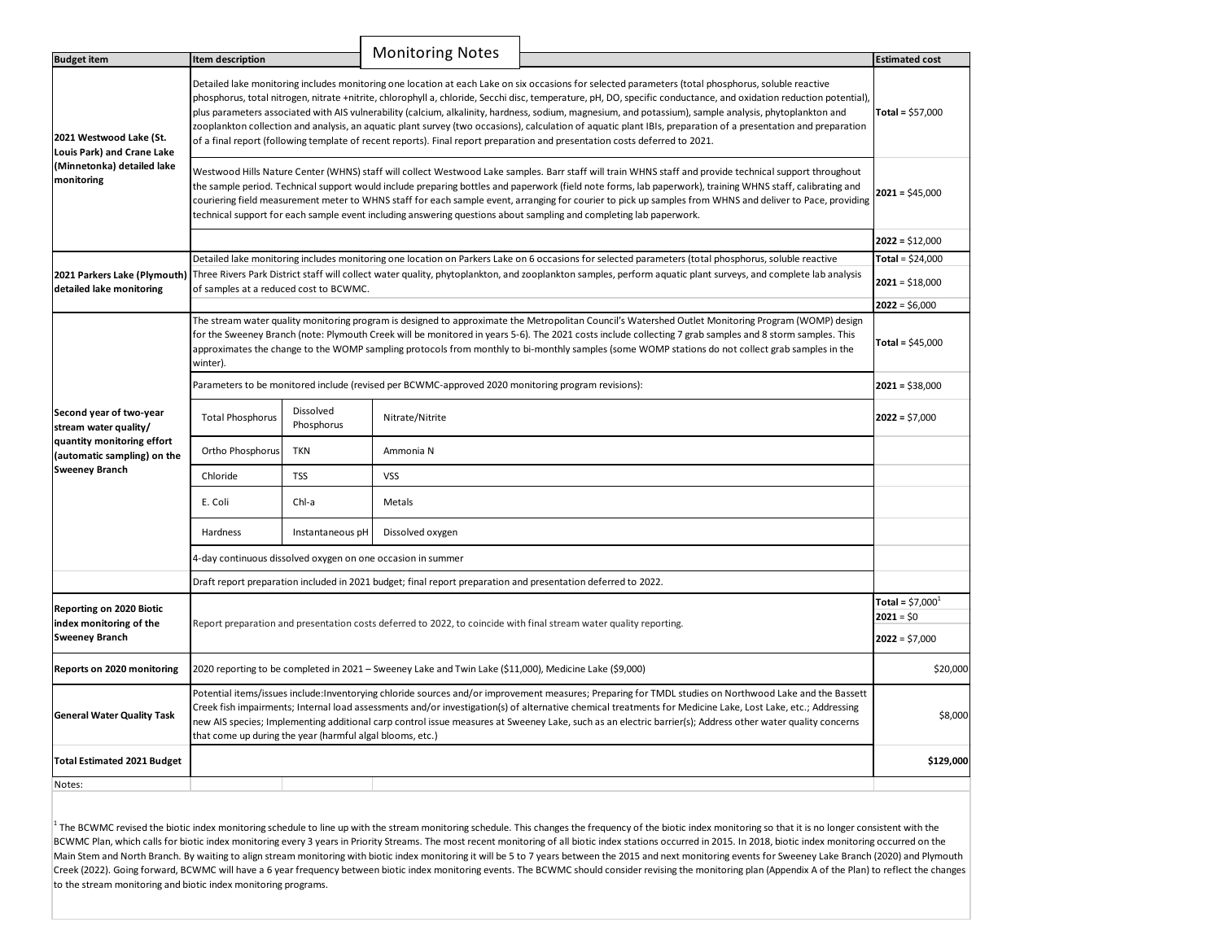| Budget item | Item description | | | Estimated cost |
|---|---|---|---|---|
| 2021 Westwood Lake (St. Louis Park) and Crane Lake (Minnetonka) detailed lake monitoring | Detailed lake monitoring includes monitoring one location at each Lake on six occasions for selected parameters (total phosphorus, soluble reactive phosphorus, total nitrogen, nitrate +nitrite, chlorophyll a, chloride, Secchi disc, temperature, pH, DO, specific conductance, and oxidation reduction potential), plus parameters associated with AIS vulnerability (calcium, alkalinity, hardness, sodium, magnesium, and potassium), sample analysis, phytoplankton and zooplankton collection and analysis, an aquatic plant survey (two occasions), calculation of aquatic plant IBIs, preparation of a presentation and preparation of a final report (following template of recent reports). Final report preparation and presentation costs deferred to 2021. | | | **Total** = $57,000 |
| | Westwood Hills Nature Center (WHNS) staff will collect Westwood Lake samples. Barr staff will train WHNS staff and provide technical support throughout the sample period. Technical support would include preparing bottles and paperwork (field note forms, lab paperwork), training WHNS staff, calibrating and couriering field measurement meter to WHNS staff for each sample event, arranging for courier to pick up samples from WHNS and deliver to Pace, providing technical support for each sample event including answering questions about sampling and completing lab paperwork. | | | **2021** = $45,000 |
| | | | | **2022** = $12,000 |
| 2021 Parkers Lake (Plymouth) detailed lake monitoring | Detailed lake monitoring includes monitoring one location on Parkers Lake on 6 occasions for selected parameters (total phosphorus, soluble reactive | | | **Total** = $24,000 |
| | Three Rivers Park District staff will collect water quality, phytoplankton, and zooplankton samples, perform aquatic plant surveys, and complete lab analysis of samples at a reduced cost to BCWMC. | | | **2021** = $18,000 |
| | | | | **2022** = $6,000 |
| Second year of two-year stream water quality/ quantity monitoring effort (automatic sampling) on the Sweeney Branch | The stream water quality monitoring program is designed to approximate the Metropolitan Council's Watershed Outlet Monitoring Program (WOMP) design for the Sweeney Branch (note: Plymouth Creek will be monitored in years 5-6). The 2021 costs include collecting 7 grab samples and 8 storm samples. This approximates the change to the WOMP sampling protocols from monthly to bi-monthly samples (some WOMP stations do not collect grab samples in the winter). | | | **Total** = $45,000 |
| | Parameters to be monitored include (revised per BCWMC-approved 2020 monitoring program revisions): | | | **2021** = $38,000 |
| | Total Phosphorus | Dissolved Phosphorus | Nitrate/Nitrite | **2022** = $7,000 |
| | Ortho Phosphorus | TKN | Ammonia N | |
| | Chloride | TSS | VSS | |
| | E. Coli | Chl-a | Metals | |
| | Hardness | Instantaneous pH | Dissolved oxygen | |
| | 4-day continuous dissolved oxygen on one occasion in summer | | | |
| | Draft report preparation included in 2021 budget; final report preparation and presentation deferred to 2022. | | | |
| Reporting on 2020 Biotic index monitoring of the Sweeney Branch | Report preparation and presentation costs deferred to 2022, to coincide with final stream water quality reporting. | | | **Total** = $7,000[1] **2021** = $0 **2022** = $7,000 |
| Reports on 2020 monitoring | 2020 reporting to be completed in 2021 – Sweeney Lake and Twin Lake ($11,000), Medicine Lake ($9,000) | | | $20,000 |
| General Water Quality Task | Potential items/issues include:Inventorying chloride sources and/or improvement measures; Preparing for TMDL studies on Northwood Lake and the Bassett Creek fish impairments; Internal load assessments and/or investigation(s) of alternative chemical treatments for Medicine Lake, Lost Lake, etc.; Addressing new AIS species; Implementing additional carp control issue measures at Sweeney Lake, such as an electric barrier(s); Address other water quality concerns that come up during the year (harmful algal blooms, etc.) | | | $8,000 |
| **Total Estimated 2021 Budget** | | | | **$129,000** |

Notes:

[1] The BCWMC revised the biotic index monitoring schedule to line up with the stream monitoring schedule. This changes the frequency of the biotic index monitoring so that it is no longer consistent with the BCWMC Plan, which calls for biotic index monitoring every 3 years in Priority Streams. The most recent monitoring of all biotic index stations occurred in 2015. In 2018, biotic index monitoring occurred on the Main Stem and North Branch. By waiting to align stream monitoring with biotic index monitoring it will be 5 to 7 years between the 2015 and next monitoring events for Sweeney Lake Branch (2020) and Plymouth Creek (2022). Going forward, BCWMC will have a 6 year frequency between biotic index monitoring events. The BCWMC should consider revising the monitoring plan (Appendix A of the Plan) to reflect the changes to the stream monitoring and biotic index monitoring programs.